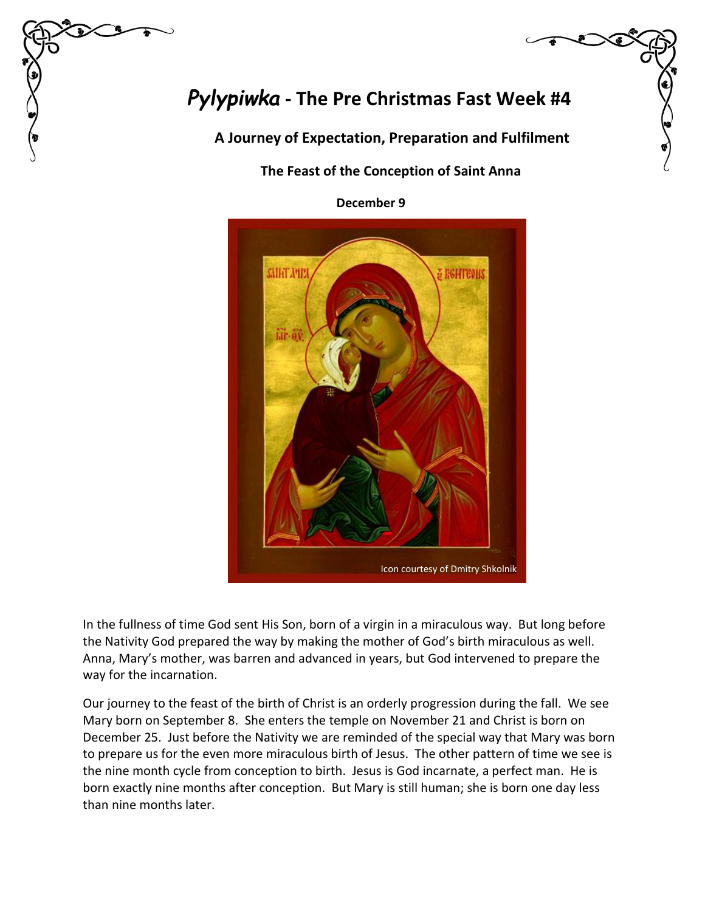# *Pylypiwka* - The Pre Christmas Fast Week #4

## A Journey of Expectation, Preparation and Fulfilment

### The Feast of the Conception of Saint Anna

**December 9**

Icon courtesy of Dmitry Shkolnik

In the fullness of time God sent His Son, born of a virgin in a miraculous way. But long before the Nativity God prepared the way by making the mother of God's birth miraculous as well. Anna, Mary's mother, was barren and advanced in years, but God intervened to prepare the way for the incarnation.

Our journey to the feast of the birth of Christ is an orderly progression during the fall. We see Mary born on September 8. She enters the temple on November 21 and Christ is born on December 25. Just before the Nativity we are reminded of the special way that Mary was born to prepare us for the even more miraculous birth of Jesus. The other pattern of time we see is the nine month cycle from conception to birth. Jesus is God incarnate, a perfect man. He is born exactly nine months after conception. But Mary is still human; she is born one day less than nine months later.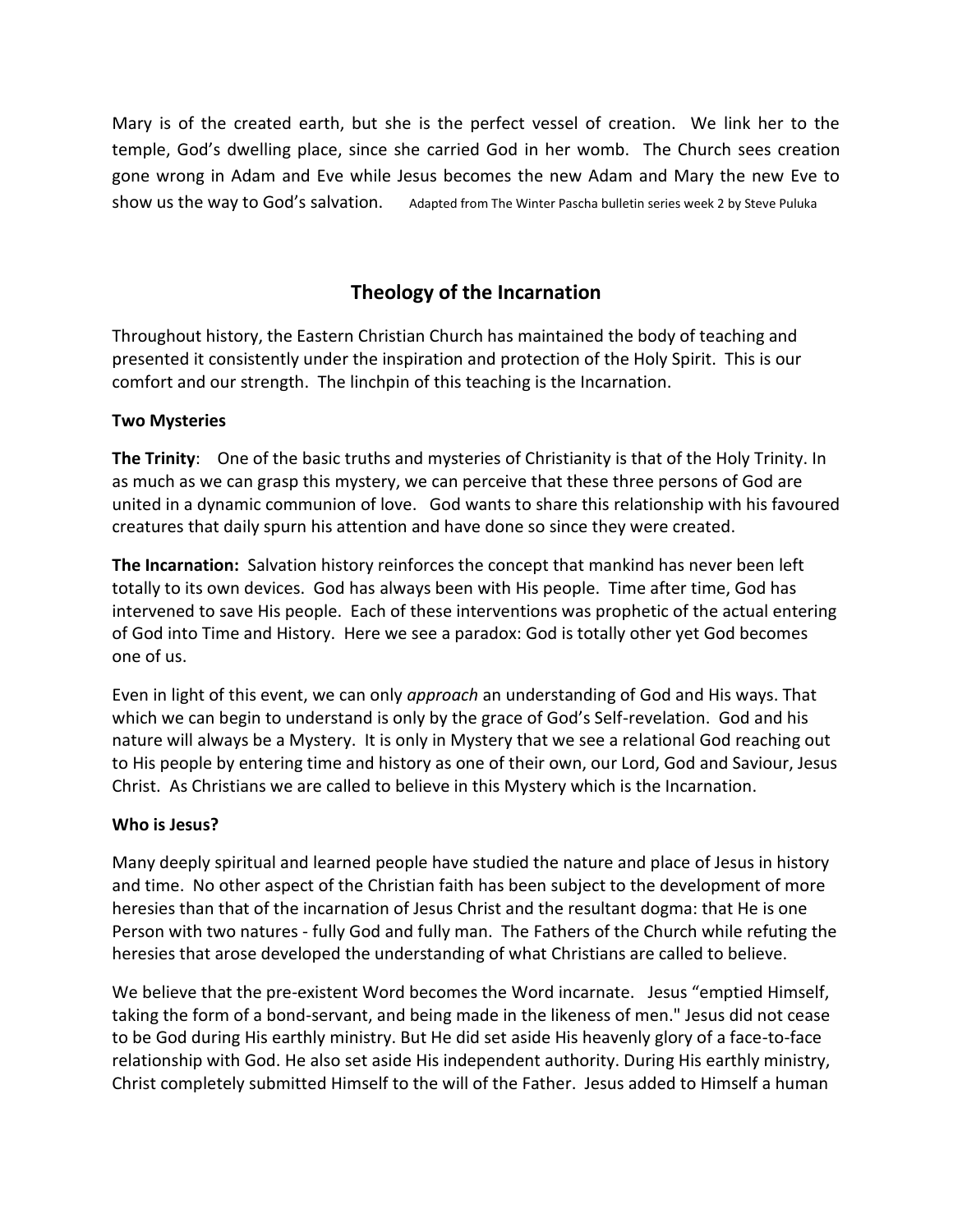Mary is of the created earth, but she is the perfect vessel of creation. We link her to the temple, God's dwelling place, since she carried God in her womb. The Church sees creation gone wrong in Adam and Eve while Jesus becomes the new Adam and Mary the new Eve to show us the way to God's salvation. Adapted from The Winter Pascha bulletin series week 2 by Steve Puluka

## Theology of the Incarnation

Throughout history, the Eastern Christian Church has maintained the body of teaching and presented it consistently under the inspiration and protection of the Holy Spirit. This is our comfort and our strength. The linchpin of this teaching is the Incarnation.

### Two Mysteries

**The Trinity**: One of the basic truths and mysteries of Christianity is that of the Holy Trinity. In as much as we can grasp this mystery, we can perceive that these three persons of God are united in a dynamic communion of love. God wants to share this relationship with his favoured creatures that daily spurn his attention and have done so since they were created.

**The Incarnation:** Salvation history reinforces the concept that mankind has never been left totally to its own devices. God has always been with His people. Time after time, God has intervened to save His people. Each of these interventions was prophetic of the actual entering of God into Time and History. Here we see a paradox: God is totally other yet God becomes one of us.

Even in light of this event, we can only *approach* an understanding of God and His ways. That which we can begin to understand is only by the grace of God's Self-revelation. God and his nature will always be a Mystery. It is only in Mystery that we see a relational God reaching out to His people by entering time and history as one of their own, our Lord, God and Saviour, Jesus Christ. As Christians we are called to believe in this Mystery which is the Incarnation.

### Who is Jesus?

Many deeply spiritual and learned people have studied the nature and place of Jesus in history and time. No other aspect of the Christian faith has been subject to the development of more heresies than that of the incarnation of Jesus Christ and the resultant dogma: that He is one Person with two natures - fully God and fully man. The Fathers of the Church while refuting the heresies that arose developed the understanding of what Christians are called to believe.

We believe that the pre-existent Word becomes the Word incarnate. Jesus "emptied Himself, taking the form of a bond-servant, and being made in the likeness of men." Jesus did not cease to be God during His earthly ministry. But He did set aside His heavenly glory of a face-to-face relationship with God. He also set aside His independent authority. During His earthly ministry, Christ completely submitted Himself to the will of the Father. Jesus added to Himself a human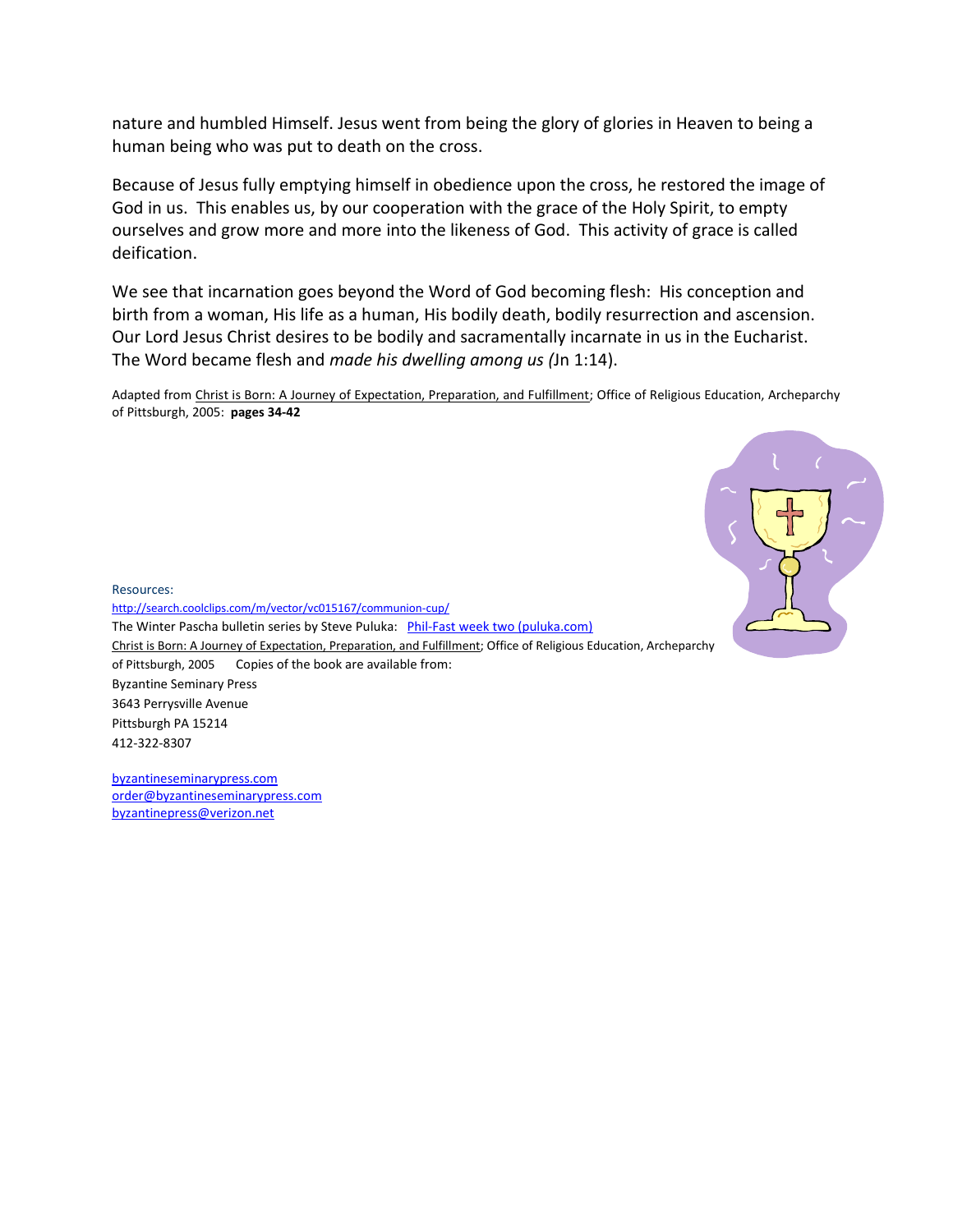nature and humbled Himself. Jesus went from being the glory of glories in Heaven to being a human being who was put to death on the cross.

Because of Jesus fully emptying himself in obedience upon the cross, he restored the image of God in us. This enables us, by our cooperation with the grace of the Holy Spirit, to empty ourselves and grow more and more into the likeness of God. This activity of grace is called deification.

We see that incarnation goes beyond the Word of God becoming flesh: His conception and birth from a woman, His life as a human, His bodily death, bodily resurrection and ascension. Our Lord Jesus Christ desires to be bodily and sacramentally incarnate in us in the Eucharist. The Word became flesh and *made his dwelling among us (*Jn 1:14).

Adapted from Christ is Born: A Journey of Expectation, Preparation, and Fulfillment; Office of Religious Education, Archeparchy of Pittsburgh, 2005: **pages 34-42**

Resources:
http://search.coolclips.com/m/vector/vc015167/communion-cup/
The Winter Pascha bulletin series by Steve Puluka: Phil-Fast week two (puluka.com)
Christ is Born: A Journey of Expectation, Preparation, and Fulfillment; Office of Religious Education, Archeparchy of Pittsburgh, 2005 Copies of the book are available from:
Byzantine Seminary Press
3643 Perrysville Avenue
Pittsburgh PA 15214
412-322-8307

byzantineseminarypress.com
order@byzantineseminarypress.com
byzantinepress@verizon.net